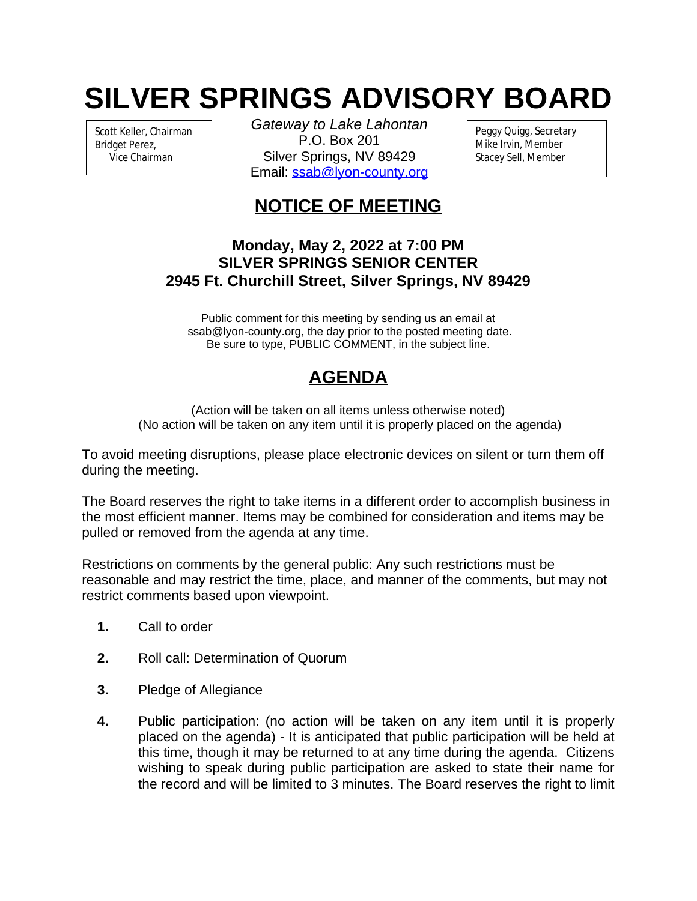# SILVER SPRINGS ADVISORY BOARD

Scott Keller, Chairman
Bridget Perez,
Vice Chairman

*Gateway to Lake Lahontan*
P.O. Box 201
Silver Springs, NV 89429
Email: ssab@lyon-county.org

Peggy Quigg, Secretary
Mike Irvin, Member
Stacey Sell, Member

## NOTICE OF MEETING

**Monday, May 2, 2022 at 7:00 PM**
**SILVER SPRINGS SENIOR CENTER**
**2945 Ft. Churchill Street, Silver Springs, NV 89429**

Public comment for this meeting by sending us an email at ssab@lyon-county.org, the day prior to the posted meeting date. Be sure to type, PUBLIC COMMENT, in the subject line.

## AGENDA

(Action will be taken on all items unless otherwise noted)
(No action will be taken on any item until it is properly placed on the agenda)

To avoid meeting disruptions, please place electronic devices on silent or turn them off during the meeting.

The Board reserves the right to take items in a different order to accomplish business in the most efficient manner. Items may be combined for consideration and items may be pulled or removed from the agenda at any time.

Restrictions on comments by the general public: Any such restrictions must be reasonable and may restrict the time, place, and manner of the comments, but may not restrict comments based upon viewpoint.

1. Call to order
2. Roll call: Determination of Quorum
3. Pledge of Allegiance
4. Public participation: (no action will be taken on any item until it is properly placed on the agenda) - It is anticipated that public participation will be held at this time, though it may be returned to at any time during the agenda. Citizens wishing to speak during public participation are asked to state their name for the record and will be limited to 3 minutes. The Board reserves the right to limit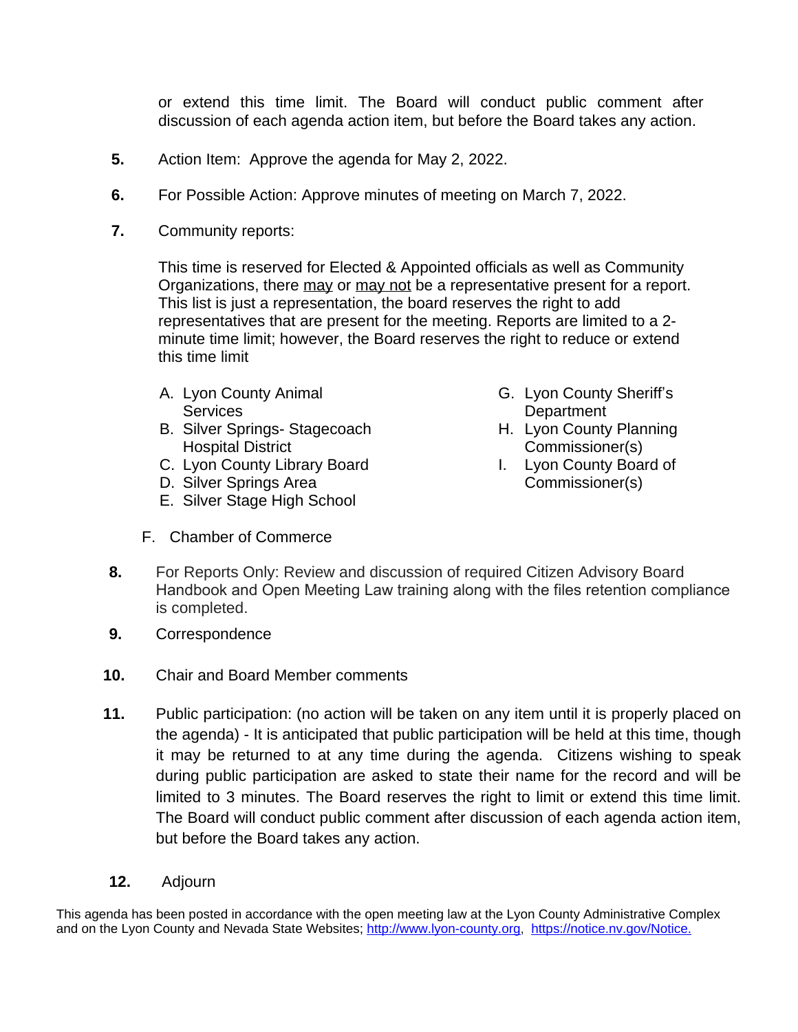or extend this time limit. The Board will conduct public comment after discussion of each agenda action item, but before the Board takes any action.

**5.** Action Item: Approve the agenda for May 2, 2022.

**6.** For Possible Action: Approve minutes of meeting on March 7, 2022.

**7.** Community reports:

This time is reserved for Elected & Appointed officials as well as Community Organizations, there may or may not be a representative present for a report. This list is just a representation, the board reserves the right to add representatives that are present for the meeting. Reports are limited to a 2-minute time limit; however, the Board reserves the right to reduce or extend this time limit

A. Lyon County Animal Services
B. Silver Springs- Stagecoach Hospital District
C. Lyon County Library Board
D. Silver Springs Area
E. Silver Stage High School
F. Chamber of Commerce
G. Lyon County Sheriff's Department
H. Lyon County Planning Commissioner(s)
I. Lyon County Board of Commissioner(s)

**8.** For Reports Only: Review and discussion of required Citizen Advisory Board Handbook and Open Meeting Law training along with the files retention compliance is completed.

**9.** Correspondence

**10.** Chair and Board Member comments

**11.** Public participation: (no action will be taken on any item until it is properly placed on the agenda) - It is anticipated that public participation will be held at this time, though it may be returned to at any time during the agenda. Citizens wishing to speak during public participation are asked to state their name for the record and will be limited to 3 minutes. The Board reserves the right to limit or extend this time limit. The Board will conduct public comment after discussion of each agenda action item, but before the Board takes any action.

**12.** Adjourn

This agenda has been posted in accordance with the open meeting law at the Lyon County Administrative Complex and on the Lyon County and Nevada State Websites; http://www.lyon-county.org, https://notice.nv.gov/Notice.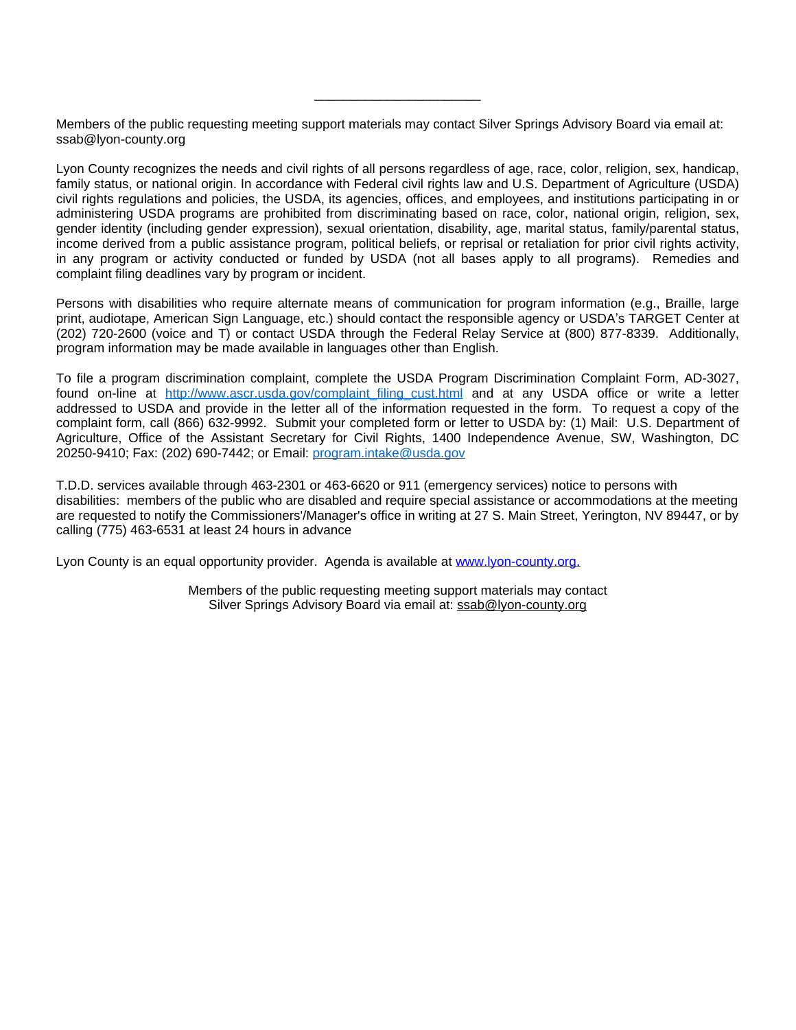\_\_\_\_\_\_\_\_\_\_\_\_\_\_\_\_\_\_\_\_\_\_\_\_

Members of the public requesting meeting support materials may contact Silver Springs Advisory Board via email at: ssab@lyon-county.org

Lyon County recognizes the needs and civil rights of all persons regardless of age, race, color, religion, sex, handicap, family status, or national origin. In accordance with Federal civil rights law and U.S. Department of Agriculture (USDA) civil rights regulations and policies, the USDA, its agencies, offices, and employees, and institutions participating in or administering USDA programs are prohibited from discriminating based on race, color, national origin, religion, sex, gender identity (including gender expression), sexual orientation, disability, age, marital status, family/parental status, income derived from a public assistance program, political beliefs, or reprisal or retaliation for prior civil rights activity, in any program or activity conducted or funded by USDA (not all bases apply to all programs). Remedies and complaint filing deadlines vary by program or incident.

Persons with disabilities who require alternate means of communication for program information (e.g., Braille, large print, audiotape, American Sign Language, etc.) should contact the responsible agency or USDA's TARGET Center at (202) 720-2600 (voice and T) or contact USDA through the Federal Relay Service at (800) 877-8339. Additionally, program information may be made available in languages other than English.

To file a program discrimination complaint, complete the USDA Program Discrimination Complaint Form, AD-3027, found on-line at http://www.ascr.usda.gov/complaint_filing_cust.html and at any USDA office or write a letter addressed to USDA and provide in the letter all of the information requested in the form. To request a copy of the complaint form, call (866) 632-9992. Submit your completed form or letter to USDA by: (1) Mail: U.S. Department of Agriculture, Office of the Assistant Secretary for Civil Rights, 1400 Independence Avenue, SW, Washington, DC 20250-9410; Fax: (202) 690-7442; or Email: program.intake@usda.gov

T.D.D. services available through 463-2301 or 463-6620 or 911 (emergency services) notice to persons with disabilities: members of the public who are disabled and require special assistance or accommodations at the meeting are requested to notify the Commissioners'/Manager's office in writing at 27 S. Main Street, Yerington, NV 89447, or by calling (775) 463-6531 at least 24 hours in advance

Lyon County is an equal opportunity provider. Agenda is available at www.lyon-county.org.

Members of the public requesting meeting support materials may contact
Silver Springs Advisory Board via email at: ssab@lyon-county.org